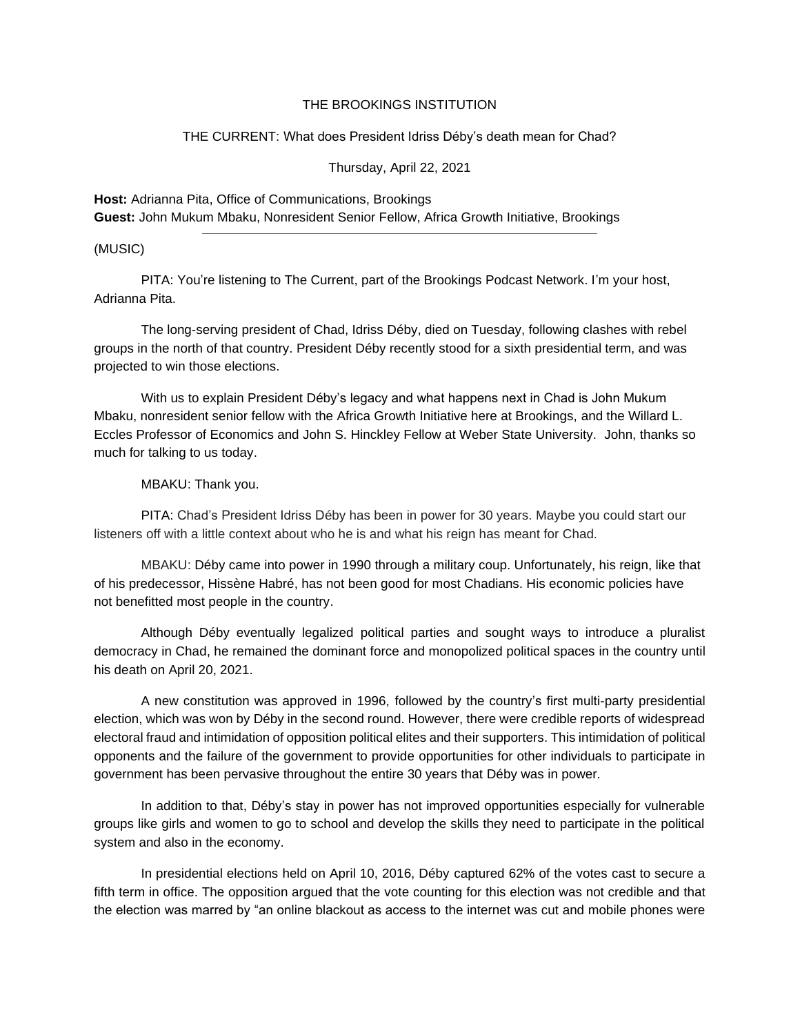THE BROOKINGS INSTITUTION

THE CURRENT: What does President Idriss Déby's death mean for Chad?

Thursday, April 22, 2021

**Host:** Adrianna Pita, Office of Communications, Brookings
**Guest:** John Mukum Mbaku, Nonresident Senior Fellow, Africa Growth Initiative, Brookings

---

(MUSIC)

PITA: You're listening to The Current, part of the Brookings Podcast Network. I'm your host, Adrianna Pita.

The long-serving president of Chad, Idriss Déby, died on Tuesday, following clashes with rebel groups in the north of that country. President Déby recently stood for a sixth presidential term, and was projected to win those elections.

With us to explain President Déby's legacy and what happens next in Chad is John Mukum Mbaku, nonresident senior fellow with the Africa Growth Initiative here at Brookings, and the Willard L. Eccles Professor of Economics and John S. Hinckley Fellow at Weber State University. John, thanks so much for talking to us today.

MBAKU: Thank you.

PITA: Chad's President Idriss Déby has been in power for 30 years. Maybe you could start our listeners off with a little context about who he is and what his reign has meant for Chad.

MBAKU: Déby came into power in 1990 through a military coup. Unfortunately, his reign, like that of his predecessor, Hissène Habré, has not been good for most Chadians. His economic policies have not benefitted most people in the country.

Although Déby eventually legalized political parties and sought ways to introduce a pluralist democracy in Chad, he remained the dominant force and monopolized political spaces in the country until his death on April 20, 2021.

A new constitution was approved in 1996, followed by the country's first multi-party presidential election, which was won by Déby in the second round. However, there were credible reports of widespread electoral fraud and intimidation of opposition political elites and their supporters. This intimidation of political opponents and the failure of the government to provide opportunities for other individuals to participate in government has been pervasive throughout the entire 30 years that Déby was in power.

In addition to that, Déby's stay in power has not improved opportunities especially for vulnerable groups like girls and women to go to school and develop the skills they need to participate in the political system and also in the economy.

In presidential elections held on April 10, 2016, Déby captured 62% of the votes cast to secure a fifth term in office. The opposition argued that the vote counting for this election was not credible and that the election was marred by "an online blackout as access to the internet was cut and mobile phones were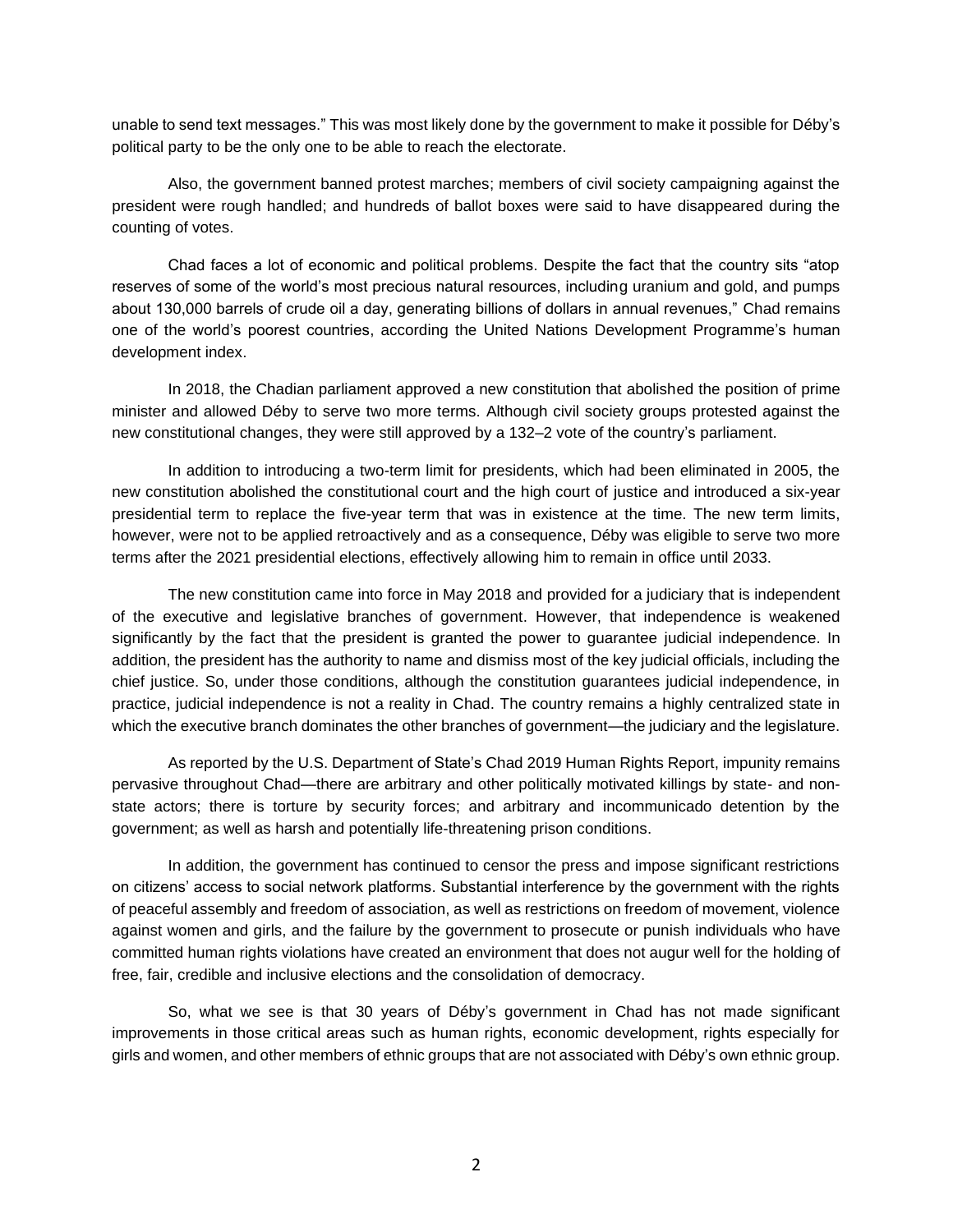unable to send text messages." This was most likely done by the government to make it possible for Déby's political party to be the only one to be able to reach the electorate.

Also, the government banned protest marches; members of civil society campaigning against the president were rough handled; and hundreds of ballot boxes were said to have disappeared during the counting of votes.

Chad faces a lot of economic and political problems. Despite the fact that the country sits "atop reserves of some of the world's most precious natural resources, including uranium and gold, and pumps about 130,000 barrels of crude oil a day, generating billions of dollars in annual revenues," Chad remains one of the world's poorest countries, according the United Nations Development Programme's human development index.

In 2018, the Chadian parliament approved a new constitution that abolished the position of prime minister and allowed Déby to serve two more terms. Although civil society groups protested against the new constitutional changes, they were still approved by a 132–2 vote of the country's parliament.

In addition to introducing a two-term limit for presidents, which had been eliminated in 2005, the new constitution abolished the constitutional court and the high court of justice and introduced a six-year presidential term to replace the five-year term that was in existence at the time. The new term limits, however, were not to be applied retroactively and as a consequence, Déby was eligible to serve two more terms after the 2021 presidential elections, effectively allowing him to remain in office until 2033.

The new constitution came into force in May 2018 and provided for a judiciary that is independent of the executive and legislative branches of government. However, that independence is weakened significantly by the fact that the president is granted the power to guarantee judicial independence. In addition, the president has the authority to name and dismiss most of the key judicial officials, including the chief justice. So, under those conditions, although the constitution guarantees judicial independence, in practice, judicial independence is not a reality in Chad. The country remains a highly centralized state in which the executive branch dominates the other branches of government—the judiciary and the legislature.

As reported by the U.S. Department of State's Chad 2019 Human Rights Report, impunity remains pervasive throughout Chad—there are arbitrary and other politically motivated killings by state- and non-state actors; there is torture by security forces; and arbitrary and incommunicado detention by the government; as well as harsh and potentially life-threatening prison conditions.

In addition, the government has continued to censor the press and impose significant restrictions on citizens' access to social network platforms. Substantial interference by the government with the rights of peaceful assembly and freedom of association, as well as restrictions on freedom of movement, violence against women and girls, and the failure by the government to prosecute or punish individuals who have committed human rights violations have created an environment that does not augur well for the holding of free, fair, credible and inclusive elections and the consolidation of democracy.

So, what we see is that 30 years of Déby's government in Chad has not made significant improvements in those critical areas such as human rights, economic development, rights especially for girls and women, and other members of ethnic groups that are not associated with Déby's own ethnic group.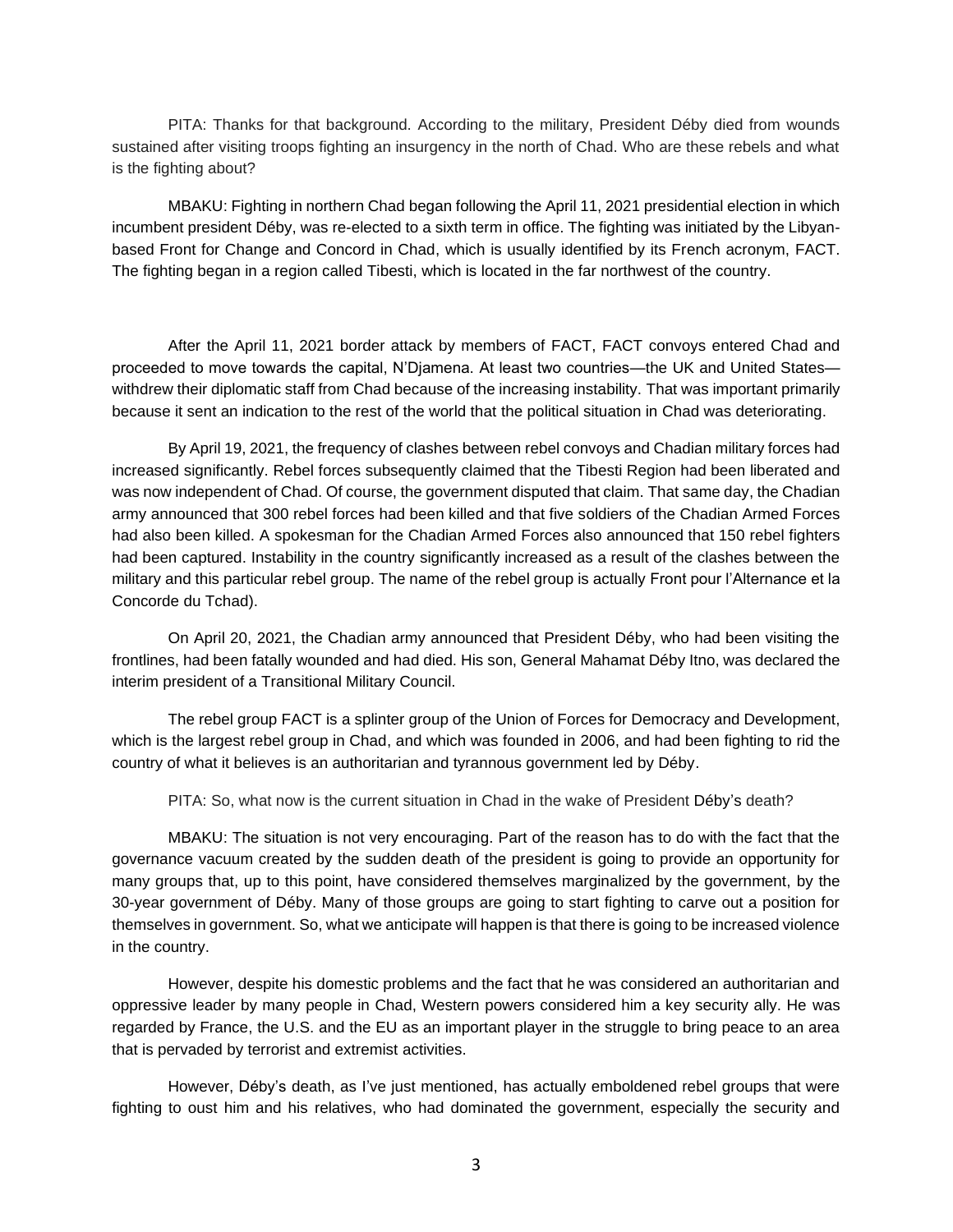PITA: Thanks for that background. According to the military, President Déby died from wounds sustained after visiting troops fighting an insurgency in the north of Chad. Who are these rebels and what is the fighting about?

MBAKU: Fighting in northern Chad began following the April 11, 2021 presidential election in which incumbent president Déby, was re-elected to a sixth term in office. The fighting was initiated by the Libyan-based Front for Change and Concord in Chad, which is usually identified by its French acronym, FACT. The fighting began in a region called Tibesti, which is located in the far northwest of the country.

After the April 11, 2021 border attack by members of FACT, FACT convoys entered Chad and proceeded to move towards the capital, N'Djamena. At least two countries—the UK and United States—withdrew their diplomatic staff from Chad because of the increasing instability. That was important primarily because it sent an indication to the rest of the world that the political situation in Chad was deteriorating.

By April 19, 2021, the frequency of clashes between rebel convoys and Chadian military forces had increased significantly. Rebel forces subsequently claimed that the Tibesti Region had been liberated and was now independent of Chad. Of course, the government disputed that claim. That same day, the Chadian army announced that 300 rebel forces had been killed and that five soldiers of the Chadian Armed Forces had also been killed. A spokesman for the Chadian Armed Forces also announced that 150 rebel fighters had been captured. Instability in the country significantly increased as a result of the clashes between the military and this particular rebel group. The name of the rebel group is actually Front pour l'Alternance et la Concorde du Tchad).

On April 20, 2021, the Chadian army announced that President Déby, who had been visiting the frontlines, had been fatally wounded and had died. His son, General Mahamat Déby Itno, was declared the interim president of a Transitional Military Council.

The rebel group FACT is a splinter group of the Union of Forces for Democracy and Development, which is the largest rebel group in Chad, and which was founded in 2006, and had been fighting to rid the country of what it believes is an authoritarian and tyrannous government led by Déby.

PITA: So, what now is the current situation in Chad in the wake of President Déby's death?

MBAKU: The situation is not very encouraging. Part of the reason has to do with the fact that the governance vacuum created by the sudden death of the president is going to provide an opportunity for many groups that, up to this point, have considered themselves marginalized by the government, by the 30-year government of Déby. Many of those groups are going to start fighting to carve out a position for themselves in government. So, what we anticipate will happen is that there is going to be increased violence in the country.

However, despite his domestic problems and the fact that he was considered an authoritarian and oppressive leader by many people in Chad, Western powers considered him a key security ally. He was regarded by France, the U.S. and the EU as an important player in the struggle to bring peace to an area that is pervaded by terrorist and extremist activities.

However, Déby's death, as I've just mentioned, has actually emboldened rebel groups that were fighting to oust him and his relatives, who had dominated the government, especially the security and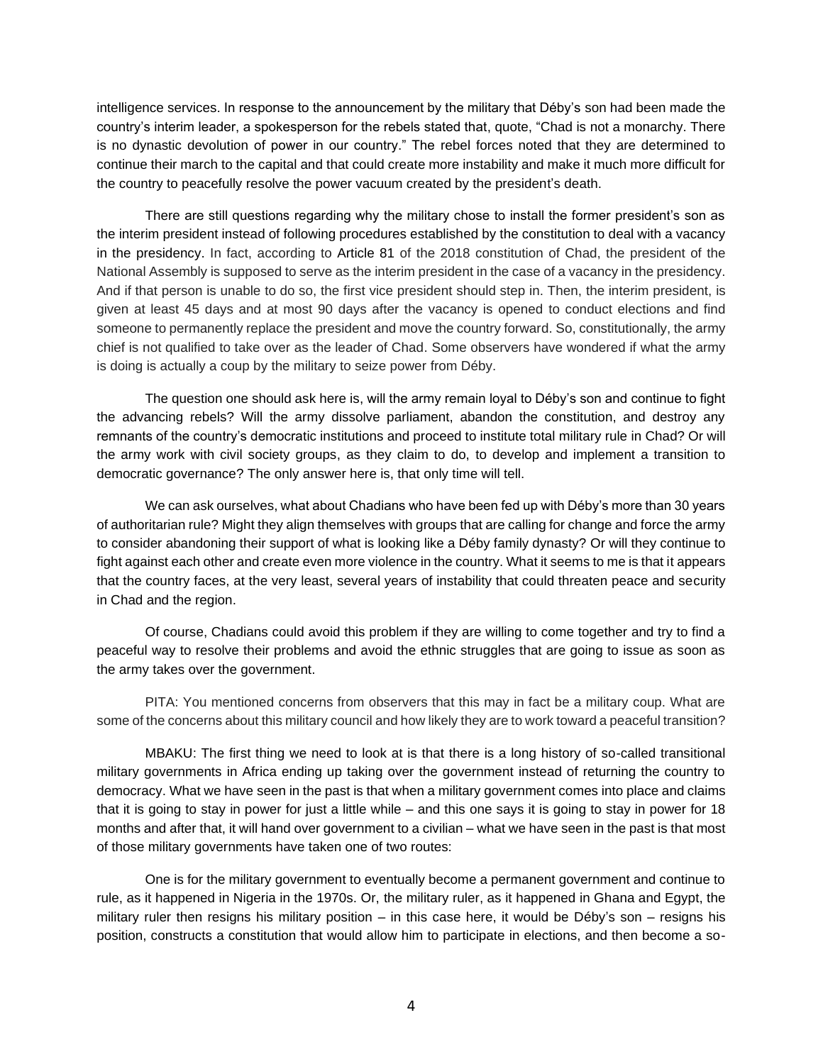intelligence services. In response to the announcement by the military that Déby's son had been made the country's interim leader, a spokesperson for the rebels stated that, quote, "Chad is not a monarchy. There is no dynastic devolution of power in our country." The rebel forces noted that they are determined to continue their march to the capital and that could create more instability and make it much more difficult for the country to peacefully resolve the power vacuum created by the president's death.

There are still questions regarding why the military chose to install the former president's son as the interim president instead of following procedures established by the constitution to deal with a vacancy in the presidency. In fact, according to Article 81 of the 2018 constitution of Chad, the president of the National Assembly is supposed to serve as the interim president in the case of a vacancy in the presidency. And if that person is unable to do so, the first vice president should step in. Then, the interim president, is given at least 45 days and at most 90 days after the vacancy is opened to conduct elections and find someone to permanently replace the president and move the country forward. So, constitutionally, the army chief is not qualified to take over as the leader of Chad. Some observers have wondered if what the army is doing is actually a coup by the military to seize power from Déby.

The question one should ask here is, will the army remain loyal to Déby's son and continue to fight the advancing rebels? Will the army dissolve parliament, abandon the constitution, and destroy any remnants of the country's democratic institutions and proceed to institute total military rule in Chad? Or will the army work with civil society groups, as they claim to do, to develop and implement a transition to democratic governance? The only answer here is, that only time will tell.

We can ask ourselves, what about Chadians who have been fed up with Déby's more than 30 years of authoritarian rule? Might they align themselves with groups that are calling for change and force the army to consider abandoning their support of what is looking like a Déby family dynasty? Or will they continue to fight against each other and create even more violence in the country. What it seems to me is that it appears that the country faces, at the very least, several years of instability that could threaten peace and security in Chad and the region.

Of course, Chadians could avoid this problem if they are willing to come together and try to find a peaceful way to resolve their problems and avoid the ethnic struggles that are going to issue as soon as the army takes over the government.

PITA: You mentioned concerns from observers that this may in fact be a military coup. What are some of the concerns about this military council and how likely they are to work toward a peaceful transition?

MBAKU: The first thing we need to look at is that there is a long history of so-called transitional military governments in Africa ending up taking over the government instead of returning the country to democracy. What we have seen in the past is that when a military government comes into place and claims that it is going to stay in power for just a little while – and this one says it is going to stay in power for 18 months and after that, it will hand over government to a civilian – what we have seen in the past is that most of those military governments have taken one of two routes:

One is for the military government to eventually become a permanent government and continue to rule, as it happened in Nigeria in the 1970s. Or, the military ruler, as it happened in Ghana and Egypt, the military ruler then resigns his military position – in this case here, it would be Déby's son – resigns his position, constructs a constitution that would allow him to participate in elections, and then become a so-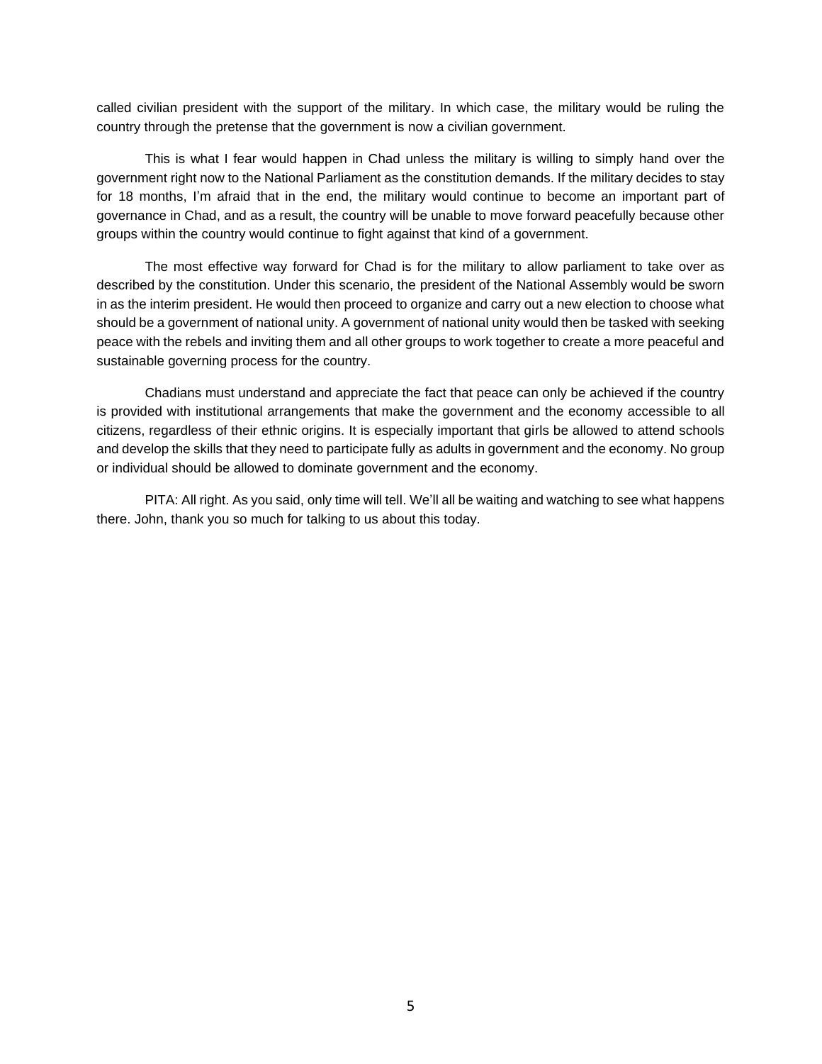called civilian president with the support of the military. In which case, the military would be ruling the country through the pretense that the government is now a civilian government.

This is what I fear would happen in Chad unless the military is willing to simply hand over the government right now to the National Parliament as the constitution demands. If the military decides to stay for 18 months, I'm afraid that in the end, the military would continue to become an important part of governance in Chad, and as a result, the country will be unable to move forward peacefully because other groups within the country would continue to fight against that kind of a government.

The most effective way forward for Chad is for the military to allow parliament to take over as described by the constitution. Under this scenario, the president of the National Assembly would be sworn in as the interim president. He would then proceed to organize and carry out a new election to choose what should be a government of national unity. A government of national unity would then be tasked with seeking peace with the rebels and inviting them and all other groups to work together to create a more peaceful and sustainable governing process for the country.

Chadians must understand and appreciate the fact that peace can only be achieved if the country is provided with institutional arrangements that make the government and the economy accessible to all citizens, regardless of their ethnic origins. It is especially important that girls be allowed to attend schools and develop the skills that they need to participate fully as adults in government and the economy. No group or individual should be allowed to dominate government and the economy.

PITA: All right. As you said, only time will tell. We'll all be waiting and watching to see what happens there. John, thank you so much for talking to us about this today.